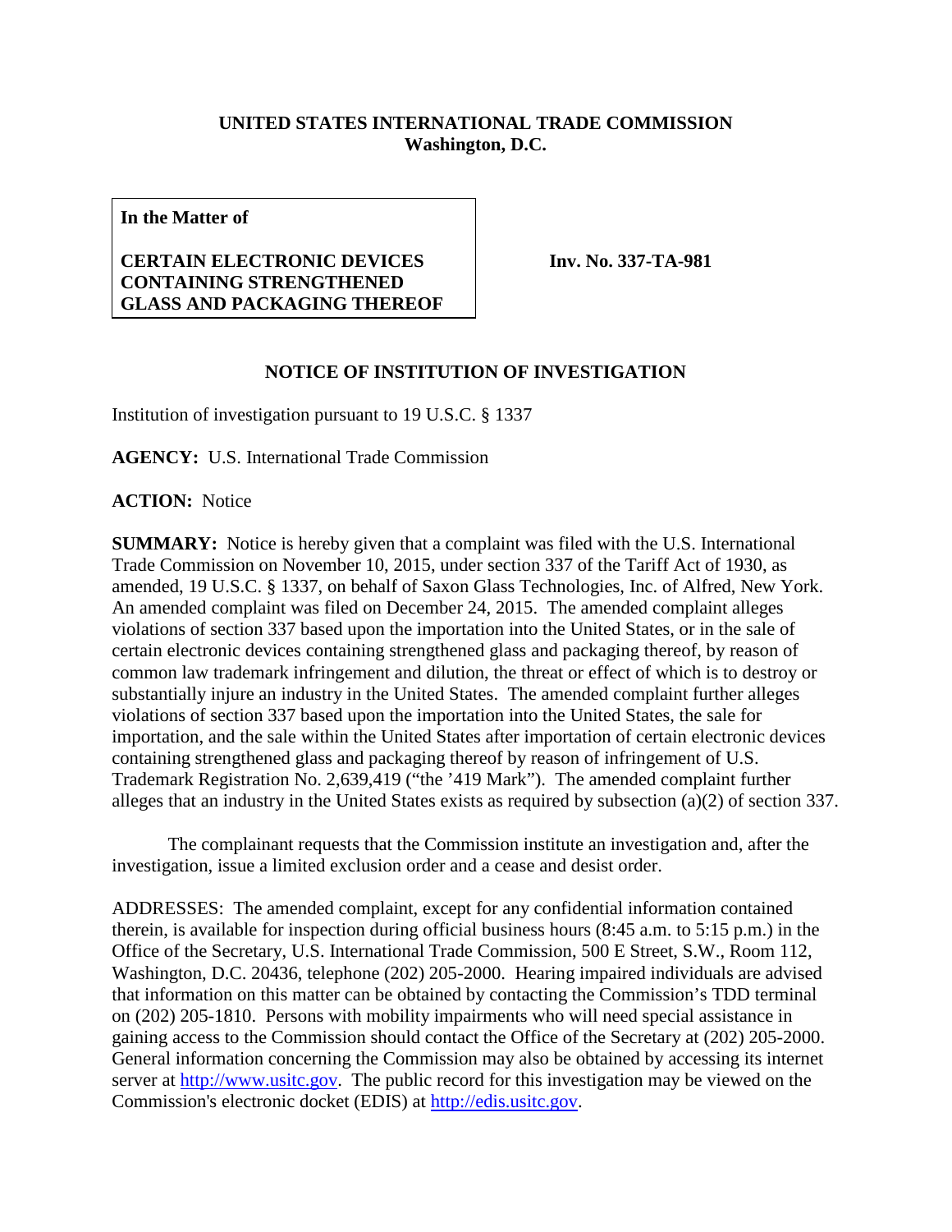**UNITED STATES INTERNATIONAL TRADE COMMISSION**
**Washington, D.C.**

| **In the Matter of** <br><br> **CERTAIN ELECTRONIC DEVICES CONTAINING STRENGTHENED GLASS AND PACKAGING THEREOF** | **Inv. No. 337-TA-981** |
|---|---|

**NOTICE OF INSTITUTION OF INVESTIGATION**

Institution of investigation pursuant to 19 U.S.C. § 1337

**AGENCY:** U.S. International Trade Commission

**ACTION:** Notice

**SUMMARY:** Notice is hereby given that a complaint was filed with the U.S. International Trade Commission on November 10, 2015, under section 337 of the Tariff Act of 1930, as amended, 19 U.S.C. § 1337, on behalf of Saxon Glass Technologies, Inc. of Alfred, New York. An amended complaint was filed on December 24, 2015. The amended complaint alleges violations of section 337 based upon the importation into the United States, or in the sale of certain electronic devices containing strengthened glass and packaging thereof, by reason of common law trademark infringement and dilution, the threat or effect of which is to destroy or substantially injure an industry in the United States. The amended complaint further alleges violations of section 337 based upon the importation into the United States, the sale for importation, and the sale within the United States after importation of certain electronic devices containing strengthened glass and packaging thereof by reason of infringement of U.S. Trademark Registration No. 2,639,419 ("the '419 Mark"). The amended complaint further alleges that an industry in the United States exists as required by subsection (a)(2) of section 337.

The complainant requests that the Commission institute an investigation and, after the investigation, issue a limited exclusion order and a cease and desist order.

ADDRESSES: The amended complaint, except for any confidential information contained therein, is available for inspection during official business hours (8:45 a.m. to 5:15 p.m.) in the Office of the Secretary, U.S. International Trade Commission, 500 E Street, S.W., Room 112, Washington, D.C. 20436, telephone (202) 205-2000. Hearing impaired individuals are advised that information on this matter can be obtained by contacting the Commission's TDD terminal on (202) 205-1810. Persons with mobility impairments who will need special assistance in gaining access to the Commission should contact the Office of the Secretary at (202) 205-2000. General information concerning the Commission may also be obtained by accessing its internet server at http://www.usitc.gov. The public record for this investigation may be viewed on the Commission's electronic docket (EDIS) at http://edis.usitc.gov.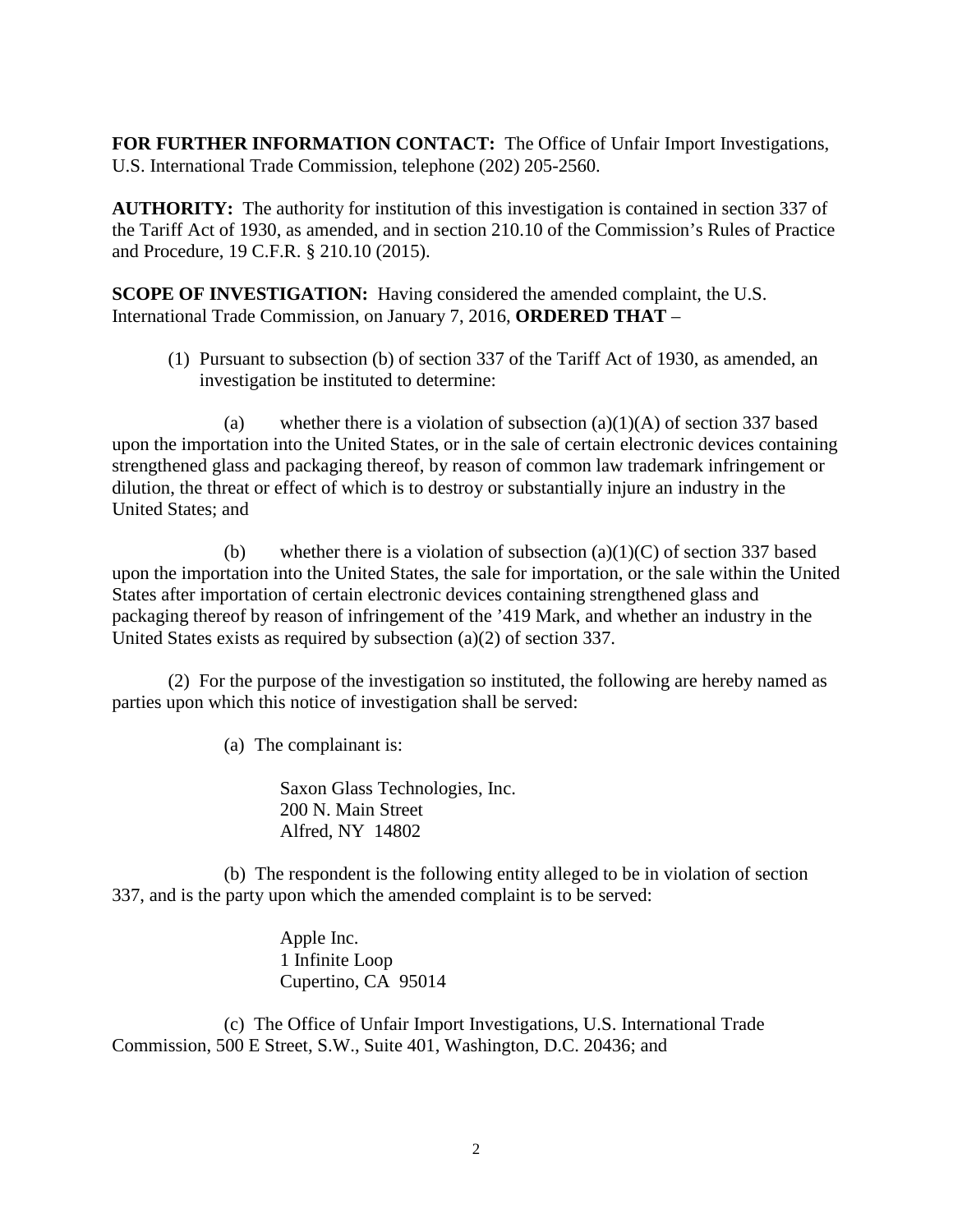**FOR FURTHER INFORMATION CONTACT:** The Office of Unfair Import Investigations, U.S. International Trade Commission, telephone (202) 205-2560.

**AUTHORITY:** The authority for institution of this investigation is contained in section 337 of the Tariff Act of 1930, as amended, and in section 210.10 of the Commission's Rules of Practice and Procedure, 19 C.F.R. § 210.10 (2015).

**SCOPE OF INVESTIGATION:** Having considered the amended complaint, the U.S. International Trade Commission, on January 7, 2016, **ORDERED THAT** –

(1) Pursuant to subsection (b) of section 337 of the Tariff Act of 1930, as amended, an investigation be instituted to determine:

(a) whether there is a violation of subsection (a)(1)(A) of section 337 based upon the importation into the United States, or in the sale of certain electronic devices containing strengthened glass and packaging thereof, by reason of common law trademark infringement or dilution, the threat or effect of which is to destroy or substantially injure an industry in the United States; and

(b) whether there is a violation of subsection (a)(1)(C) of section 337 based upon the importation into the United States, the sale for importation, or the sale within the United States after importation of certain electronic devices containing strengthened glass and packaging thereof by reason of infringement of the '419 Mark, and whether an industry in the United States exists as required by subsection (a)(2) of section 337.

(2) For the purpose of the investigation so instituted, the following are hereby named as parties upon which this notice of investigation shall be served:

(a) The complainant is:

Saxon Glass Technologies, Inc.
200 N. Main Street
Alfred, NY 14802

(b) The respondent is the following entity alleged to be in violation of section 337, and is the party upon which the amended complaint is to be served:

Apple Inc.
1 Infinite Loop
Cupertino, CA 95014

(c) The Office of Unfair Import Investigations, U.S. International Trade Commission, 500 E Street, S.W., Suite 401, Washington, D.C. 20436; and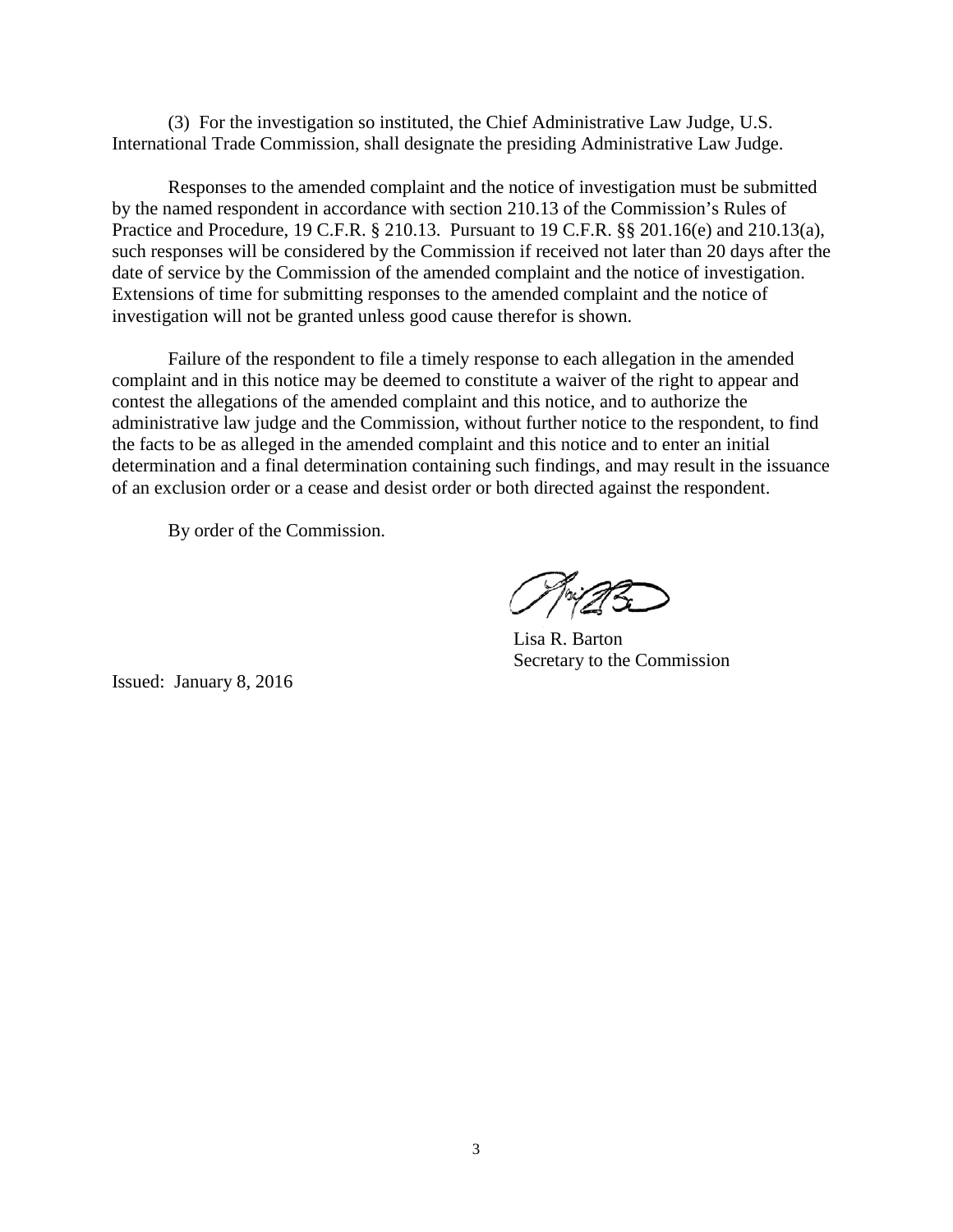(3) For the investigation so instituted, the Chief Administrative Law Judge, U.S. International Trade Commission, shall designate the presiding Administrative Law Judge.

Responses to the amended complaint and the notice of investigation must be submitted by the named respondent in accordance with section 210.13 of the Commission's Rules of Practice and Procedure, 19 C.F.R. § 210.13. Pursuant to 19 C.F.R. §§ 201.16(e) and 210.13(a), such responses will be considered by the Commission if received not later than 20 days after the date of service by the Commission of the amended complaint and the notice of investigation. Extensions of time for submitting responses to the amended complaint and the notice of investigation will not be granted unless good cause therefor is shown.

Failure of the respondent to file a timely response to each allegation in the amended complaint and in this notice may be deemed to constitute a waiver of the right to appear and contest the allegations of the amended complaint and this notice, and to authorize the administrative law judge and the Commission, without further notice to the respondent, to find the facts to be as alleged in the amended complaint and this notice and to enter an initial determination and a final determination containing such findings, and may result in the issuance of an exclusion order or a cease and desist order or both directed against the respondent.

By order of the Commission.

Lisa R. Barton
Secretary to the Commission

Issued: January 8, 2016